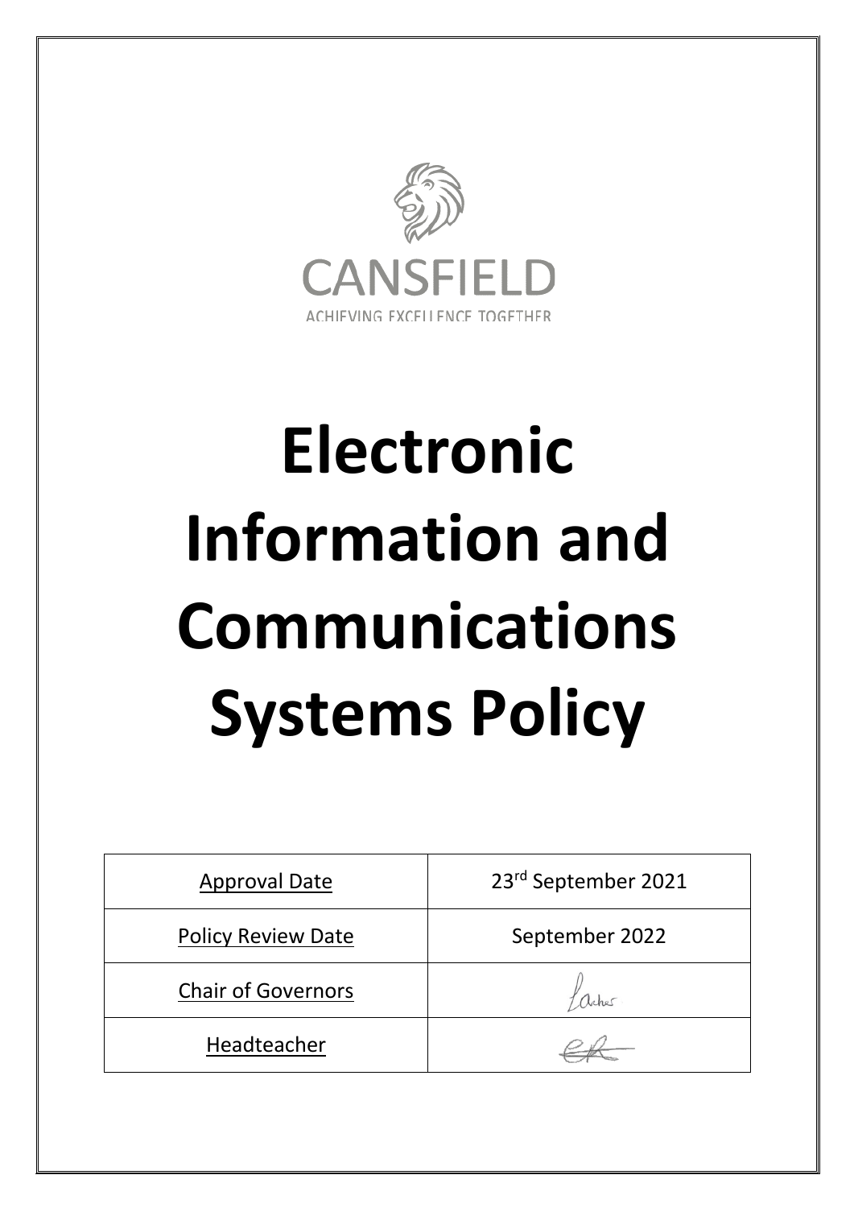CANSFIELD

ACHIEVING EXCELLENCE TOGETHER

# Electronic Information and Communications Systems Policy

| Approval Date | 23rd September 2021 |
|---|---|
| Policy Review Date | September 2022 |
| Chair of Governors | |
| Headteacher | |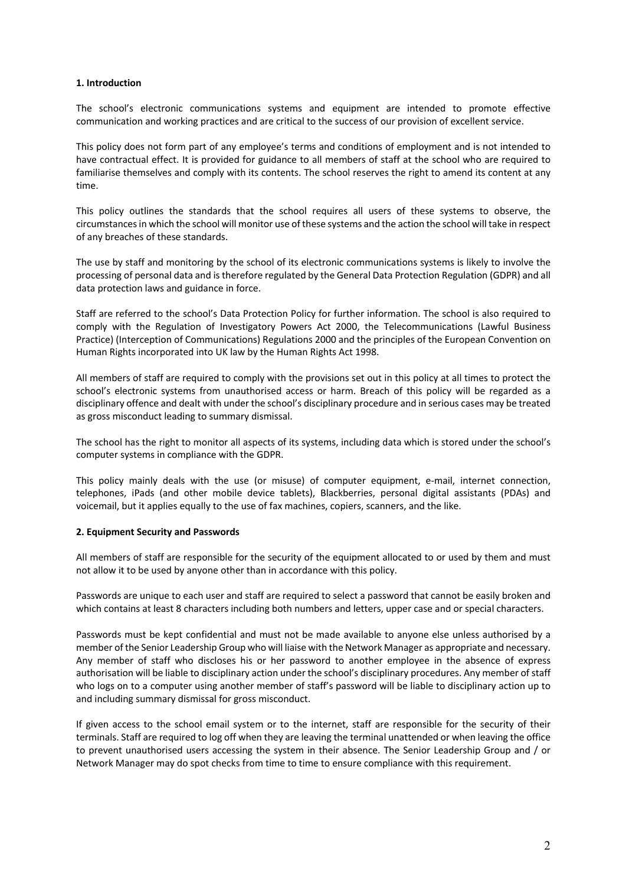**1. Introduction**

The school's electronic communications systems and equipment are intended to promote effective communication and working practices and are critical to the success of our provision of excellent service.

This policy does not form part of any employee's terms and conditions of employment and is not intended to have contractual effect. It is provided for guidance to all members of staff at the school who are required to familiarise themselves and comply with its contents. The school reserves the right to amend its content at any time.

This policy outlines the standards that the school requires all users of these systems to observe, the circumstances in which the school will monitor use of these systems and the action the school will take in respect of any breaches of these standards.

The use by staff and monitoring by the school of its electronic communications systems is likely to involve the processing of personal data and is therefore regulated by the General Data Protection Regulation (GDPR) and all data protection laws and guidance in force.

Staff are referred to the school's Data Protection Policy for further information. The school is also required to comply with the Regulation of Investigatory Powers Act 2000, the Telecommunications (Lawful Business Practice) (Interception of Communications) Regulations 2000 and the principles of the European Convention on Human Rights incorporated into UK law by the Human Rights Act 1998.

All members of staff are required to comply with the provisions set out in this policy at all times to protect the school's electronic systems from unauthorised access or harm. Breach of this policy will be regarded as a disciplinary offence and dealt with under the school's disciplinary procedure and in serious cases may be treated as gross misconduct leading to summary dismissal.

The school has the right to monitor all aspects of its systems, including data which is stored under the school's computer systems in compliance with the GDPR.

This policy mainly deals with the use (or misuse) of computer equipment, e-mail, internet connection, telephones, iPads (and other mobile device tablets), Blackberries, personal digital assistants (PDAs) and voicemail, but it applies equally to the use of fax machines, copiers, scanners, and the like.

**2. Equipment Security and Passwords**

All members of staff are responsible for the security of the equipment allocated to or used by them and must not allow it to be used by anyone other than in accordance with this policy.

Passwords are unique to each user and staff are required to select a password that cannot be easily broken and which contains at least 8 characters including both numbers and letters, upper case and or special characters.

Passwords must be kept confidential and must not be made available to anyone else unless authorised by a member of the Senior Leadership Group who will liaise with the Network Manager as appropriate and necessary. Any member of staff who discloses his or her password to another employee in the absence of express authorisation will be liable to disciplinary action under the school's disciplinary procedures. Any member of staff who logs on to a computer using another member of staff's password will be liable to disciplinary action up to and including summary dismissal for gross misconduct.

If given access to the school email system or to the internet, staff are responsible for the security of their terminals. Staff are required to log off when they are leaving the terminal unattended or when leaving the office to prevent unauthorised users accessing the system in their absence. The Senior Leadership Group and / or Network Manager may do spot checks from time to time to ensure compliance with this requirement.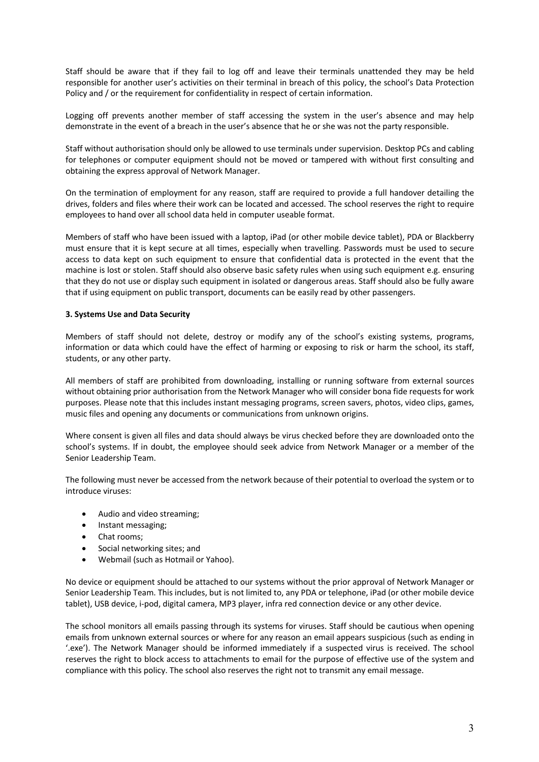Staff should be aware that if they fail to log off and leave their terminals unattended they may be held responsible for another user's activities on their terminal in breach of this policy, the school's Data Protection Policy and / or the requirement for confidentiality in respect of certain information.

Logging off prevents another member of staff accessing the system in the user's absence and may help demonstrate in the event of a breach in the user's absence that he or she was not the party responsible.

Staff without authorisation should only be allowed to use terminals under supervision. Desktop PCs and cabling for telephones or computer equipment should not be moved or tampered with without first consulting and obtaining the express approval of Network Manager.

On the termination of employment for any reason, staff are required to provide a full handover detailing the drives, folders and files where their work can be located and accessed. The school reserves the right to require employees to hand over all school data held in computer useable format.

Members of staff who have been issued with a laptop, iPad (or other mobile device tablet), PDA or Blackberry must ensure that it is kept secure at all times, especially when travelling. Passwords must be used to secure access to data kept on such equipment to ensure that confidential data is protected in the event that the machine is lost or stolen. Staff should also observe basic safety rules when using such equipment e.g. ensuring that they do not use or display such equipment in isolated or dangerous areas. Staff should also be fully aware that if using equipment on public transport, documents can be easily read by other passengers.

**3. Systems Use and Data Security**

Members of staff should not delete, destroy or modify any of the school's existing systems, programs, information or data which could have the effect of harming or exposing to risk or harm the school, its staff, students, or any other party.

All members of staff are prohibited from downloading, installing or running software from external sources without obtaining prior authorisation from the Network Manager who will consider bona fide requests for work purposes. Please note that this includes instant messaging programs, screen savers, photos, video clips, games, music files and opening any documents or communications from unknown origins.

Where consent is given all files and data should always be virus checked before they are downloaded onto the school's systems. If in doubt, the employee should seek advice from Network Manager or a member of the Senior Leadership Team.

The following must never be accessed from the network because of their potential to overload the system or to introduce viruses:

- Audio and video streaming;
- Instant messaging;
- Chat rooms;
- Social networking sites; and
- Webmail (such as Hotmail or Yahoo).

No device or equipment should be attached to our systems without the prior approval of Network Manager or Senior Leadership Team. This includes, but is not limited to, any PDA or telephone, iPad (or other mobile device tablet), USB device, i-pod, digital camera, MP3 player, infra red connection device or any other device.

The school monitors all emails passing through its systems for viruses. Staff should be cautious when opening emails from unknown external sources or where for any reason an email appears suspicious (such as ending in '.exe'). The Network Manager should be informed immediately if a suspected virus is received. The school reserves the right to block access to attachments to email for the purpose of effective use of the system and compliance with this policy. The school also reserves the right not to transmit any email message.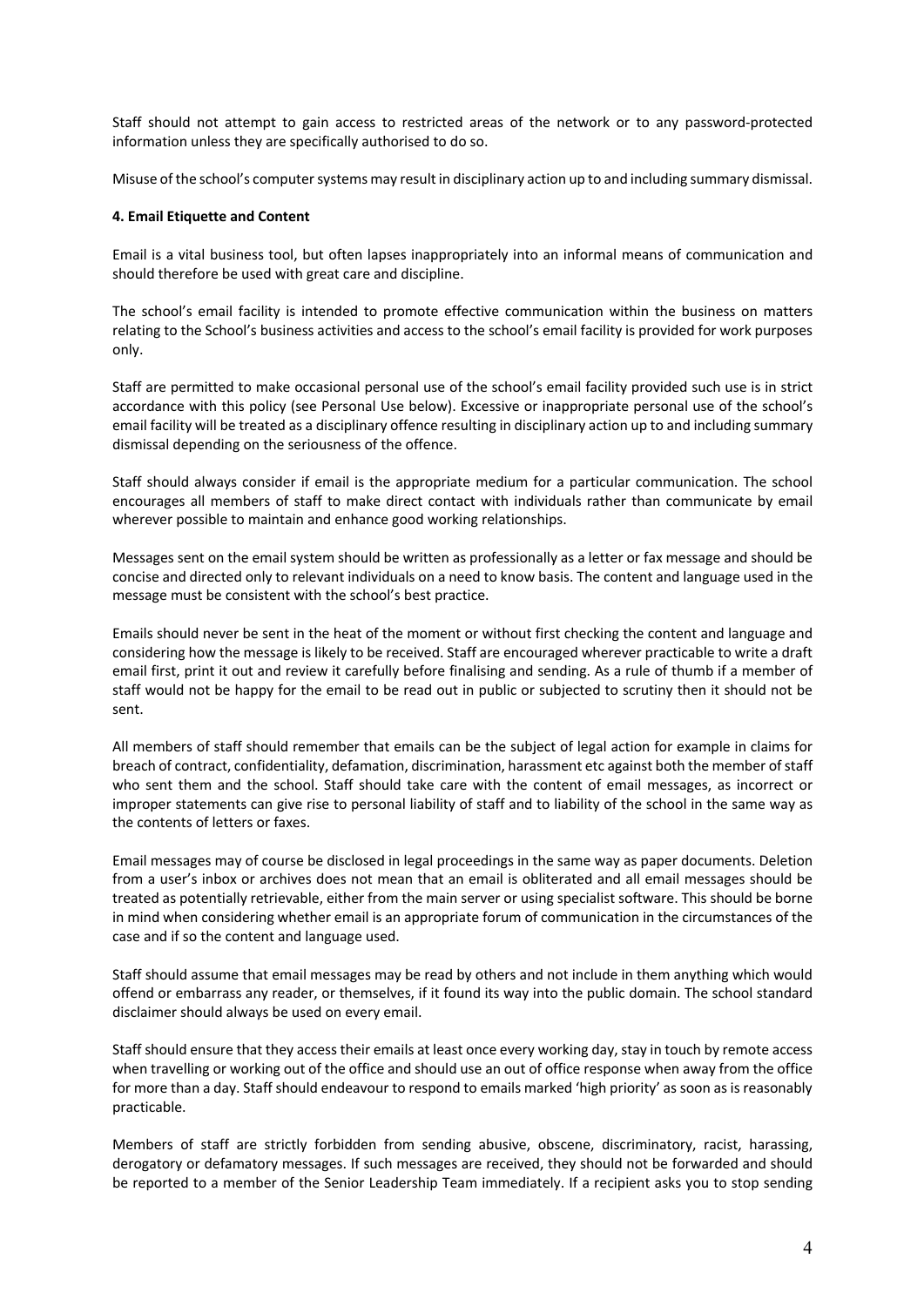Staff should not attempt to gain access to restricted areas of the network or to any password-protected information unless they are specifically authorised to do so.

Misuse of the school's computer systems may result in disciplinary action up to and including summary dismissal.

**4. Email Etiquette and Content**

Email is a vital business tool, but often lapses inappropriately into an informal means of communication and should therefore be used with great care and discipline.

The school's email facility is intended to promote effective communication within the business on matters relating to the School's business activities and access to the school's email facility is provided for work purposes only.

Staff are permitted to make occasional personal use of the school's email facility provided such use is in strict accordance with this policy (see Personal Use below). Excessive or inappropriate personal use of the school's email facility will be treated as a disciplinary offence resulting in disciplinary action up to and including summary dismissal depending on the seriousness of the offence.

Staff should always consider if email is the appropriate medium for a particular communication. The school encourages all members of staff to make direct contact with individuals rather than communicate by email wherever possible to maintain and enhance good working relationships.

Messages sent on the email system should be written as professionally as a letter or fax message and should be concise and directed only to relevant individuals on a need to know basis. The content and language used in the message must be consistent with the school's best practice.

Emails should never be sent in the heat of the moment or without first checking the content and language and considering how the message is likely to be received. Staff are encouraged wherever practicable to write a draft email first, print it out and review it carefully before finalising and sending. As a rule of thumb if a member of staff would not be happy for the email to be read out in public or subjected to scrutiny then it should not be sent.

All members of staff should remember that emails can be the subject of legal action for example in claims for breach of contract, confidentiality, defamation, discrimination, harassment etc against both the member of staff who sent them and the school. Staff should take care with the content of email messages, as incorrect or improper statements can give rise to personal liability of staff and to liability of the school in the same way as the contents of letters or faxes.

Email messages may of course be disclosed in legal proceedings in the same way as paper documents. Deletion from a user's inbox or archives does not mean that an email is obliterated and all email messages should be treated as potentially retrievable, either from the main server or using specialist software. This should be borne in mind when considering whether email is an appropriate forum of communication in the circumstances of the case and if so the content and language used.

Staff should assume that email messages may be read by others and not include in them anything which would offend or embarrass any reader, or themselves, if it found its way into the public domain. The school standard disclaimer should always be used on every email.

Staff should ensure that they access their emails at least once every working day, stay in touch by remote access when travelling or working out of the office and should use an out of office response when away from the office for more than a day. Staff should endeavour to respond to emails marked 'high priority' as soon as is reasonably practicable.

Members of staff are strictly forbidden from sending abusive, obscene, discriminatory, racist, harassing, derogatory or defamatory messages. If such messages are received, they should not be forwarded and should be reported to a member of the Senior Leadership Team immediately. If a recipient asks you to stop sending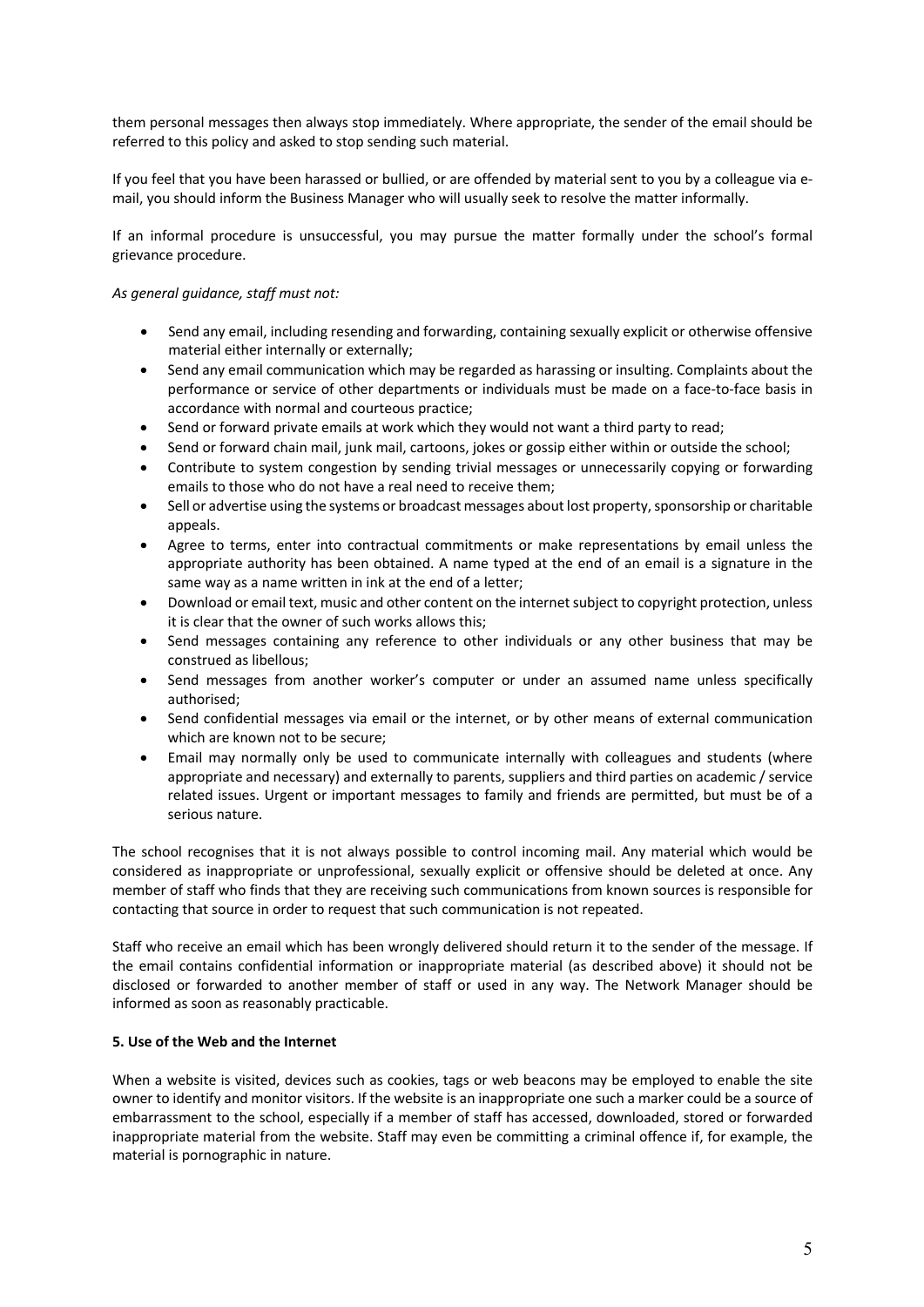them personal messages then always stop immediately. Where appropriate, the sender of the email should be referred to this policy and asked to stop sending such material.

If you feel that you have been harassed or bullied, or are offended by material sent to you by a colleague via e-mail, you should inform the Business Manager who will usually seek to resolve the matter informally.

If an informal procedure is unsuccessful, you may pursue the matter formally under the school's formal grievance procedure.

*As general guidance, staff must not:*

- Send any email, including resending and forwarding, containing sexually explicit or otherwise offensive material either internally or externally;
- Send any email communication which may be regarded as harassing or insulting. Complaints about the performance or service of other departments or individuals must be made on a face-to-face basis in accordance with normal and courteous practice;
- Send or forward private emails at work which they would not want a third party to read;
- Send or forward chain mail, junk mail, cartoons, jokes or gossip either within or outside the school;
- Contribute to system congestion by sending trivial messages or unnecessarily copying or forwarding emails to those who do not have a real need to receive them;
- Sell or advertise using the systems or broadcast messages about lost property, sponsorship or charitable appeals.
- Agree to terms, enter into contractual commitments or make representations by email unless the appropriate authority has been obtained. A name typed at the end of an email is a signature in the same way as a name written in ink at the end of a letter;
- Download or email text, music and other content on the internet subject to copyright protection, unless it is clear that the owner of such works allows this;
- Send messages containing any reference to other individuals or any other business that may be construed as libellous;
- Send messages from another worker's computer or under an assumed name unless specifically authorised;
- Send confidential messages via email or the internet, or by other means of external communication which are known not to be secure;
- Email may normally only be used to communicate internally with colleagues and students (where appropriate and necessary) and externally to parents, suppliers and third parties on academic / service related issues. Urgent or important messages to family and friends are permitted, but must be of a serious nature.

The school recognises that it is not always possible to control incoming mail. Any material which would be considered as inappropriate or unprofessional, sexually explicit or offensive should be deleted at once. Any member of staff who finds that they are receiving such communications from known sources is responsible for contacting that source in order to request that such communication is not repeated.

Staff who receive an email which has been wrongly delivered should return it to the sender of the message. If the email contains confidential information or inappropriate material (as described above) it should not be disclosed or forwarded to another member of staff or used in any way. The Network Manager should be informed as soon as reasonably practicable.

**5. Use of the Web and the Internet**

When a website is visited, devices such as cookies, tags or web beacons may be employed to enable the site owner to identify and monitor visitors. If the website is an inappropriate one such a marker could be a source of embarrassment to the school, especially if a member of staff has accessed, downloaded, stored or forwarded inappropriate material from the website. Staff may even be committing a criminal offence if, for example, the material is pornographic in nature.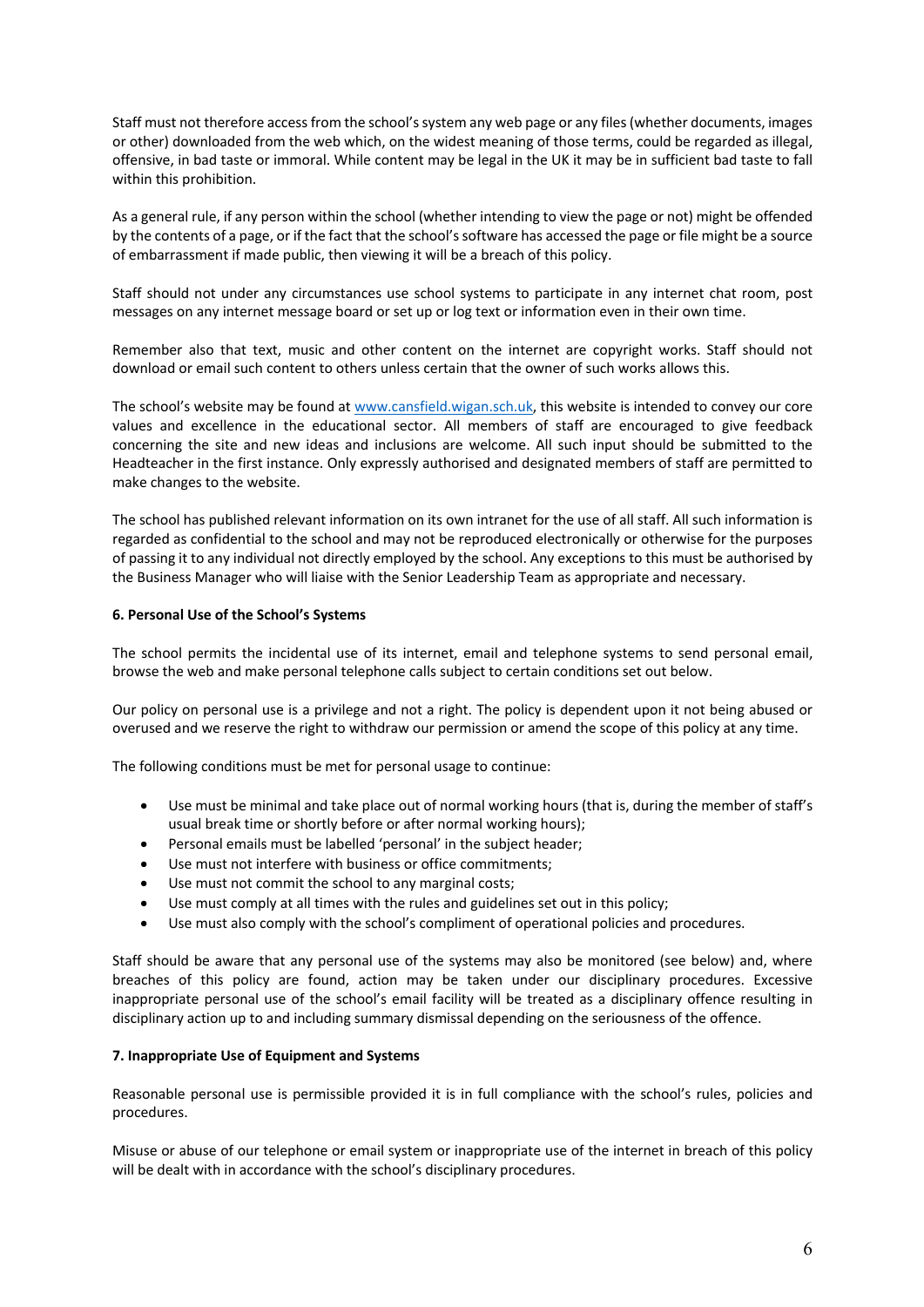Staff must not therefore access from the school's system any web page or any files (whether documents, images or other) downloaded from the web which, on the widest meaning of those terms, could be regarded as illegal, offensive, in bad taste or immoral. While content may be legal in the UK it may be in sufficient bad taste to fall within this prohibition.

As a general rule, if any person within the school (whether intending to view the page or not) might be offended by the contents of a page, or if the fact that the school's software has accessed the page or file might be a source of embarrassment if made public, then viewing it will be a breach of this policy.

Staff should not under any circumstances use school systems to participate in any internet chat room, post messages on any internet message board or set up or log text or information even in their own time.

Remember also that text, music and other content on the internet are copyright works. Staff should not download or email such content to others unless certain that the owner of such works allows this.

The school's website may be found at [www.cansfield.wigan.sch.uk](http://www.cansfield.wigan.sch.uk), this website is intended to convey our core values and excellence in the educational sector. All members of staff are encouraged to give feedback concerning the site and new ideas and inclusions are welcome. All such input should be submitted to the Headteacher in the first instance. Only expressly authorised and designated members of staff are permitted to make changes to the website.

The school has published relevant information on its own intranet for the use of all staff. All such information is regarded as confidential to the school and may not be reproduced electronically or otherwise for the purposes of passing it to any individual not directly employed by the school. Any exceptions to this must be authorised by the Business Manager who will liaise with the Senior Leadership Team as appropriate and necessary.

**6. Personal Use of the School's Systems**

The school permits the incidental use of its internet, email and telephone systems to send personal email, browse the web and make personal telephone calls subject to certain conditions set out below.

Our policy on personal use is a privilege and not a right. The policy is dependent upon it not being abused or overused and we reserve the right to withdraw our permission or amend the scope of this policy at any time.

The following conditions must be met for personal usage to continue:

- Use must be minimal and take place out of normal working hours (that is, during the member of staff's usual break time or shortly before or after normal working hours);
- Personal emails must be labelled 'personal' in the subject header;
- Use must not interfere with business or office commitments;
- Use must not commit the school to any marginal costs;
- Use must comply at all times with the rules and guidelines set out in this policy;
- Use must also comply with the school's compliment of operational policies and procedures.

Staff should be aware that any personal use of the systems may also be monitored (see below) and, where breaches of this policy are found, action may be taken under our disciplinary procedures. Excessive inappropriate personal use of the school's email facility will be treated as a disciplinary offence resulting in disciplinary action up to and including summary dismissal depending on the seriousness of the offence.

**7. Inappropriate Use of Equipment and Systems**

Reasonable personal use is permissible provided it is in full compliance with the school's rules, policies and procedures.

Misuse or abuse of our telephone or email system or inappropriate use of the internet in breach of this policy will be dealt with in accordance with the school's disciplinary procedures.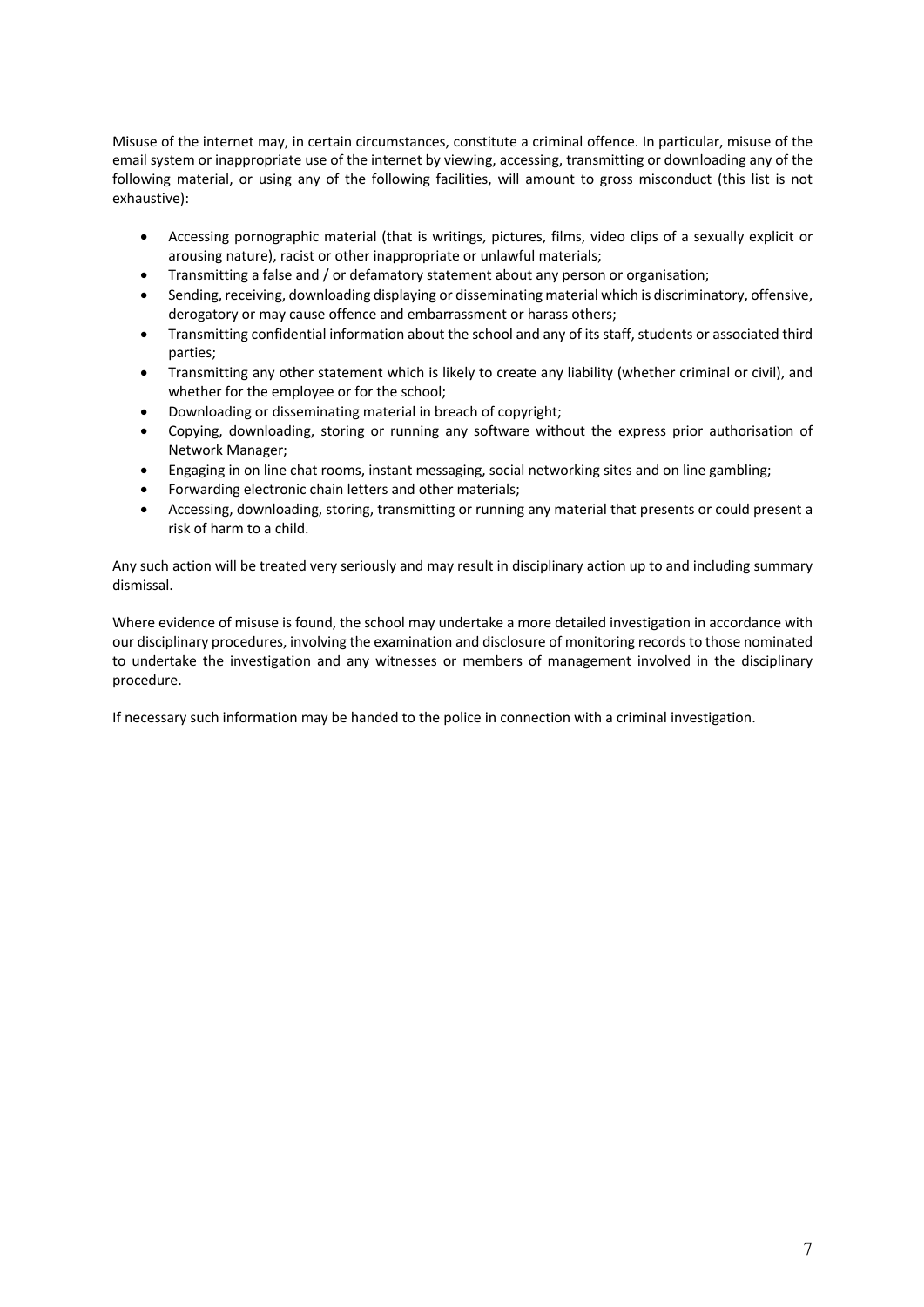Misuse of the internet may, in certain circumstances, constitute a criminal offence. In particular, misuse of the email system or inappropriate use of the internet by viewing, accessing, transmitting or downloading any of the following material, or using any of the following facilities, will amount to gross misconduct (this list is not exhaustive):

- Accessing pornographic material (that is writings, pictures, films, video clips of a sexually explicit or arousing nature), racist or other inappropriate or unlawful materials;
- Transmitting a false and / or defamatory statement about any person or organisation;
- Sending, receiving, downloading displaying or disseminating material which is discriminatory, offensive, derogatory or may cause offence and embarrassment or harass others;
- Transmitting confidential information about the school and any of its staff, students or associated third parties;
- Transmitting any other statement which is likely to create any liability (whether criminal or civil), and whether for the employee or for the school;
- Downloading or disseminating material in breach of copyright;
- Copying, downloading, storing or running any software without the express prior authorisation of Network Manager;
- Engaging in on line chat rooms, instant messaging, social networking sites and on line gambling;
- Forwarding electronic chain letters and other materials;
- Accessing, downloading, storing, transmitting or running any material that presents or could present a risk of harm to a child.

Any such action will be treated very seriously and may result in disciplinary action up to and including summary dismissal.

Where evidence of misuse is found, the school may undertake a more detailed investigation in accordance with our disciplinary procedures, involving the examination and disclosure of monitoring records to those nominated to undertake the investigation and any witnesses or members of management involved in the disciplinary procedure.

If necessary such information may be handed to the police in connection with a criminal investigation.